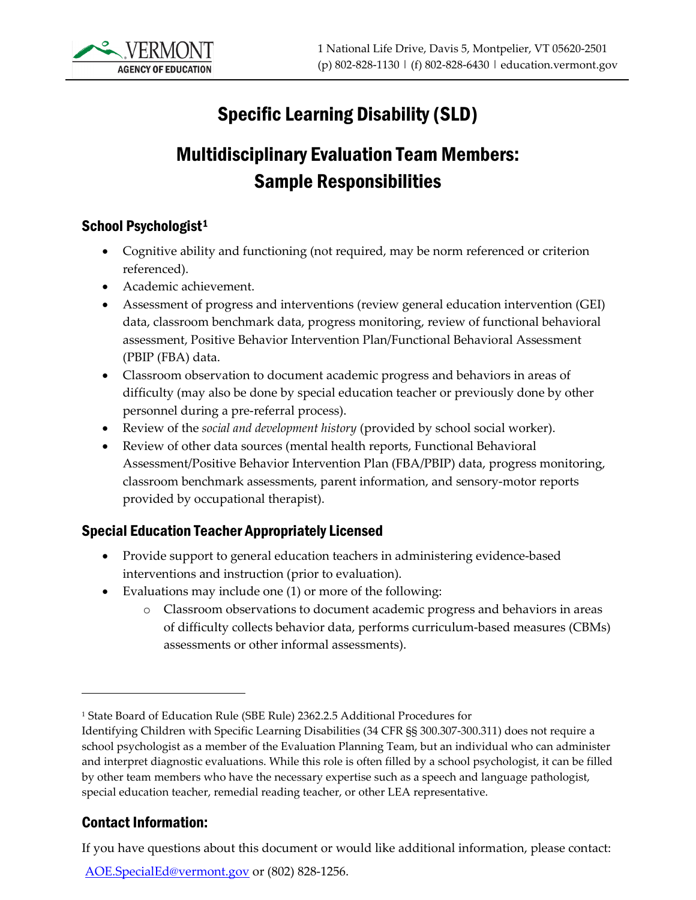VERMONT
AGENCY OF EDUCATION

1 National Life Drive, Davis 5, Montpelier, VT 05620-2501
(p) 802-828-1130 | (f) 802-828-6430 | education.vermont.gov

# Specific Learning Disability (SLD)

# Multidisciplinary Evaluation Team Members: Sample Responsibilities

## School Psychologist[1]

- Cognitive ability and functioning (not required, may be norm referenced or criterion referenced).
- Academic achievement.
- Assessment of progress and interventions (review general education intervention (GEI) data, classroom benchmark data, progress monitoring, review of functional behavioral assessment, Positive Behavior Intervention Plan/Functional Behavioral Assessment (PBIP (FBA) data.
- Classroom observation to document academic progress and behaviors in areas of difficulty (may also be done by special education teacher or previously done by other personnel during a pre-referral process).
- Review of the *social and development history* (provided by school social worker).
- Review of other data sources (mental health reports, Functional Behavioral Assessment/Positive Behavior Intervention Plan (FBA/PBIP) data, progress monitoring, classroom benchmark assessments, parent information, and sensory-motor reports provided by occupational therapist).

## Special Education Teacher Appropriately Licensed

- Provide support to general education teachers in administering evidence-based interventions and instruction (prior to evaluation).
- Evaluations may include one (1) or more of the following:
    - Classroom observations to document academic progress and behaviors in areas of difficulty collects behavior data, performs curriculum-based measures (CBMs) assessments or other informal assessments).

---

[1] State Board of Education Rule (SBE Rule) 2362.2.5 Additional Procedures for Identifying Children with Specific Learning Disabilities (34 CFR §§ 300.307-300.311) does not require a school psychologist as a member of the Evaluation Planning Team, but an individual who can administer and interpret diagnostic evaluations. While this role is often filled by a school psychologist, it can be filled by other team members who have the necessary expertise such as a speech and language pathologist, special education teacher, remedial reading teacher, or other LEA representative.

## Contact Information:

If you have questions about this document or would like additional information, please contact: AOE.SpecialEd@vermont.gov or (802) 828-1256.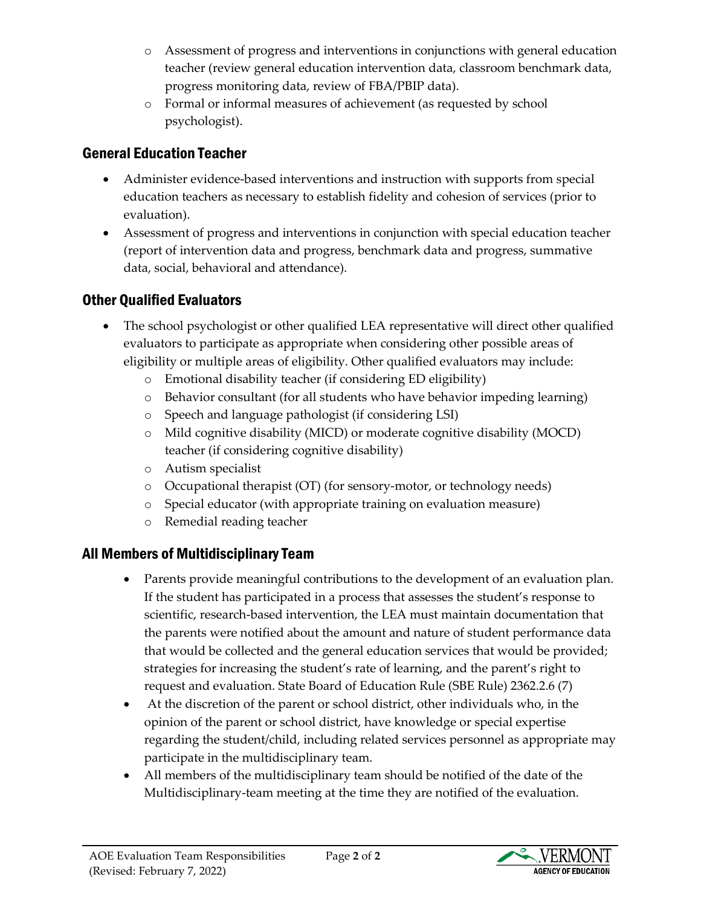- Assessment of progress and interventions in conjunctions with general education teacher (review general education intervention data, classroom benchmark data, progress monitoring data, review of FBA/PBIP data).
  - Formal or informal measures of achievement (as requested by school psychologist).

## General Education Teacher

- Administer evidence-based interventions and instruction with supports from special education teachers as necessary to establish fidelity and cohesion of services (prior to evaluation).
- Assessment of progress and interventions in conjunction with special education teacher (report of intervention data and progress, benchmark data and progress, summative data, social, behavioral and attendance).

## Other Qualified Evaluators

- The school psychologist or other qualified LEA representative will direct other qualified evaluators to participate as appropriate when considering other possible areas of eligibility or multiple areas of eligibility. Other qualified evaluators may include:
  - Emotional disability teacher (if considering ED eligibility)
  - Behavior consultant (for all students who have behavior impeding learning)
  - Speech and language pathologist (if considering LSI)
  - Mild cognitive disability (MICD) or moderate cognitive disability (MOCD) teacher (if considering cognitive disability)
  - Autism specialist
  - Occupational therapist (OT) (for sensory-motor, or technology needs)
  - Special educator (with appropriate training on evaluation measure)
  - Remedial reading teacher

## All Members of Multidisciplinary Team

- Parents provide meaningful contributions to the development of an evaluation plan. If the student has participated in a process that assesses the student's response to scientific, research-based intervention, the LEA must maintain documentation that the parents were notified about the amount and nature of student performance data that would be collected and the general education services that would be provided; strategies for increasing the student's rate of learning, and the parent's right to request and evaluation. State Board of Education Rule (SBE Rule) 2362.2.6 (7)
- At the discretion of the parent or school district, other individuals who, in the opinion of the parent or school district, have knowledge or special expertise regarding the student/child, including related services personnel as appropriate may participate in the multidisciplinary team.
- All members of the multidisciplinary team should be notified of the date of the Multidisciplinary-team meeting at the time they are notified of the evaluation.